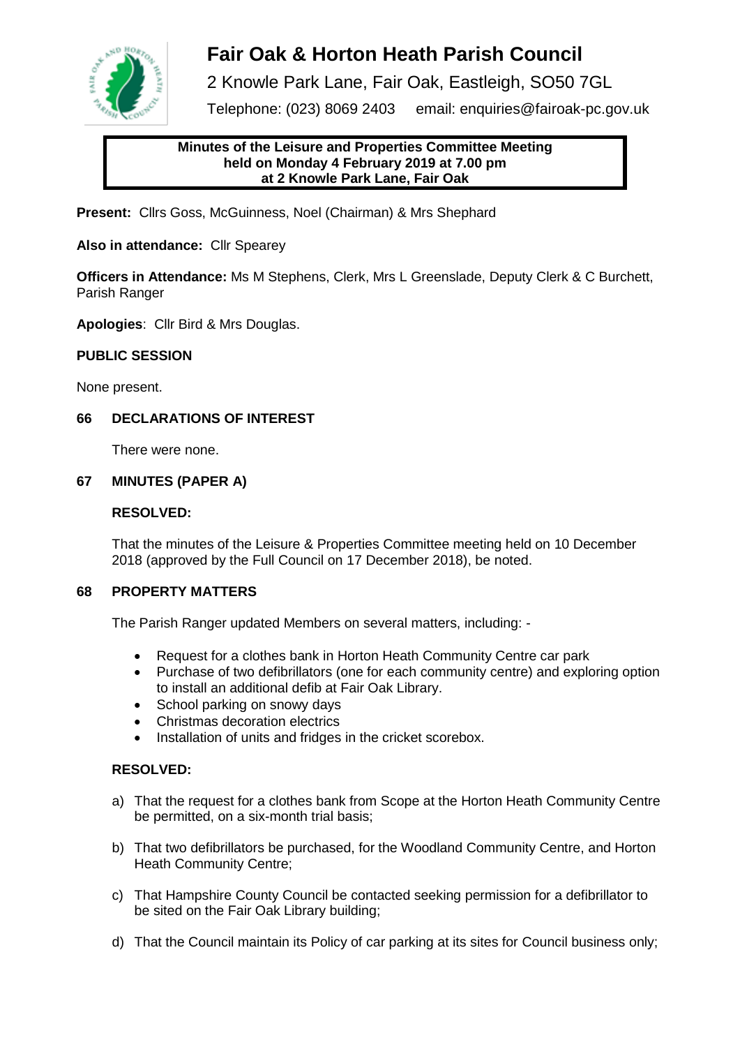# Fair Oak & Horton Heath Parish Council

2 Knowle Park Lane, Fair Oak, Eastleigh, SO50 7GL

Telephone: (023) 8069 2403 email: enquiries@fairoak-pc.gov.uk

**Minutes of the Leisure and Properties Committee Meeting held on Monday 4 February 2019 at 7.00 pm at 2 Knowle Park Lane, Fair Oak**

**Present:** Cllrs Goss, McGuinness, Noel (Chairman) & Mrs Shephard

**Also in attendance:** Cllr Spearey

**Officers in Attendance:** Ms M Stephens, Clerk, Mrs L Greenslade, Deputy Clerk & C Burchett, Parish Ranger

**Apologies**: Cllr Bird & Mrs Douglas.

**PUBLIC SESSION**

None present.

**66 DECLARATIONS OF INTEREST**

There were none.

**67 MINUTES (PAPER A)**

**RESOLVED:**

That the minutes of the Leisure & Properties Committee meeting held on 10 December 2018 (approved by the Full Council on 17 December 2018), be noted.

**68 PROPERTY MATTERS**

The Parish Ranger updated Members on several matters, including: -

- Request for a clothes bank in Horton Heath Community Centre car park
- Purchase of two defibrillators (one for each community centre) and exploring option to install an additional defib at Fair Oak Library.
- School parking on snowy days
- Christmas decoration electrics
- Installation of units and fridges in the cricket scorebox.

**RESOLVED:**

a) That the request for a clothes bank from Scope at the Horton Heath Community Centre be permitted, on a six-month trial basis;

b) That two defibrillators be purchased, for the Woodland Community Centre, and Horton Heath Community Centre;

c) That Hampshire County Council be contacted seeking permission for a defibrillator to be sited on the Fair Oak Library building;

d) That the Council maintain its Policy of car parking at its sites for Council business only;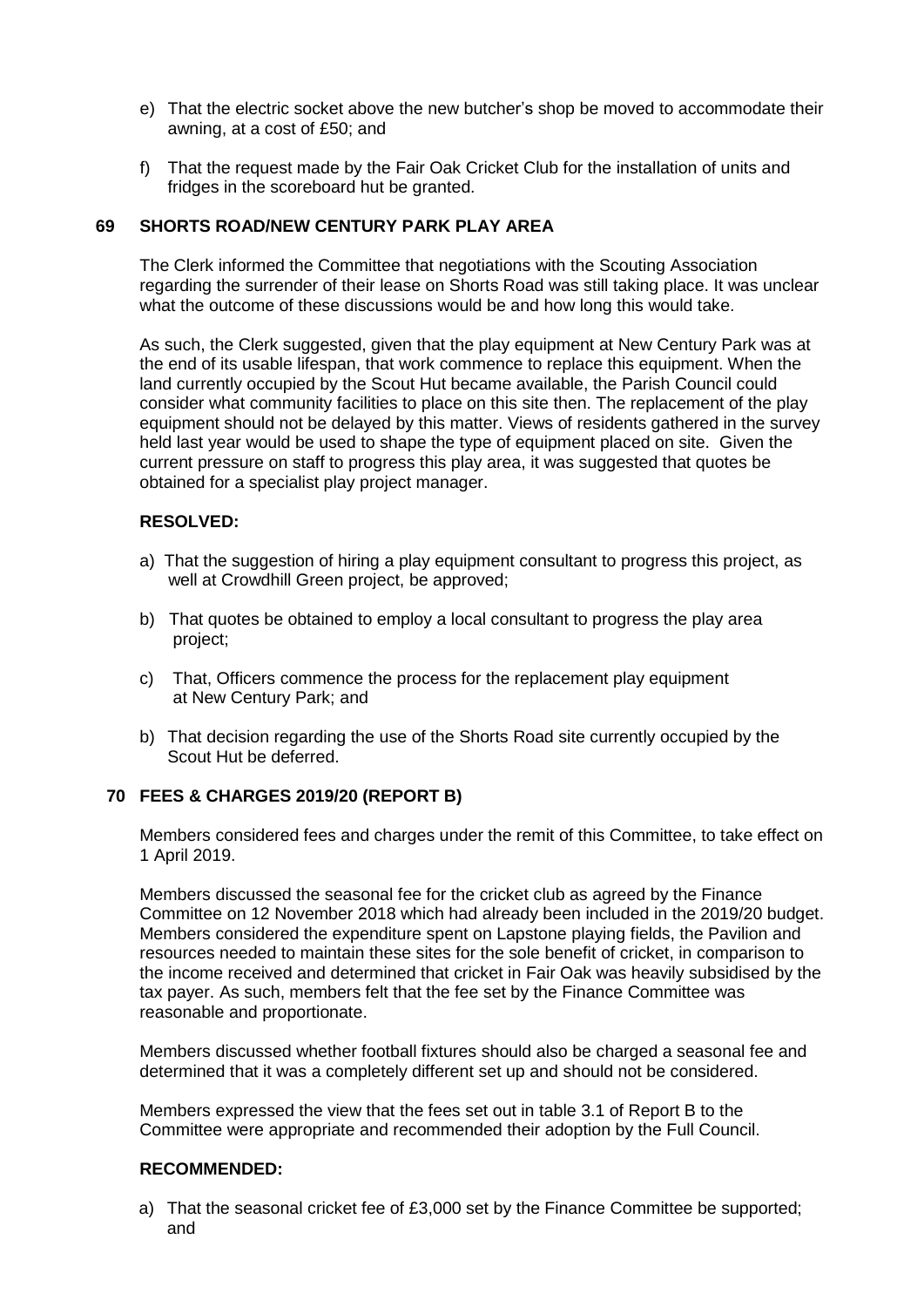e) That the electric socket above the new butcher's shop be moved to accommodate their awning, at a cost of £50; and

f) That the request made by the Fair Oak Cricket Club for the installation of units and fridges in the scoreboard hut be granted.

## 69 SHORTS ROAD/NEW CENTURY PARK PLAY AREA

The Clerk informed the Committee that negotiations with the Scouting Association regarding the surrender of their lease on Shorts Road was still taking place. It was unclear what the outcome of these discussions would be and how long this would take.

As such, the Clerk suggested, given that the play equipment at New Century Park was at the end of its usable lifespan, that work commence to replace this equipment. When the land currently occupied by the Scout Hut became available, the Parish Council could consider what community facilities to place on this site then. The replacement of the play equipment should not be delayed by this matter. Views of residents gathered in the survey held last year would be used to shape the type of equipment placed on site. Given the current pressure on staff to progress this play area, it was suggested that quotes be obtained for a specialist play project manager.

**RESOLVED:**

a) That the suggestion of hiring a play equipment consultant to progress this project, as well at Crowdhill Green project, be approved;

b) That quotes be obtained to employ a local consultant to progress the play area project;

c) That, Officers commence the process for the replacement play equipment at New Century Park; and

b) That decision regarding the use of the Shorts Road site currently occupied by the Scout Hut be deferred.

## 70 FEES & CHARGES 2019/20 (REPORT B)

Members considered fees and charges under the remit of this Committee, to take effect on 1 April 2019.

Members discussed the seasonal fee for the cricket club as agreed by the Finance Committee on 12 November 2018 which had already been included in the 2019/20 budget. Members considered the expenditure spent on Lapstone playing fields, the Pavilion and resources needed to maintain these sites for the sole benefit of cricket, in comparison to the income received and determined that cricket in Fair Oak was heavily subsidised by the tax payer. As such, members felt that the fee set by the Finance Committee was reasonable and proportionate.

Members discussed whether football fixtures should also be charged a seasonal fee and determined that it was a completely different set up and should not be considered.

Members expressed the view that the fees set out in table 3.1 of Report B to the Committee were appropriate and recommended their adoption by the Full Council.

**RECOMMENDED:**

a) That the seasonal cricket fee of £3,000 set by the Finance Committee be supported; and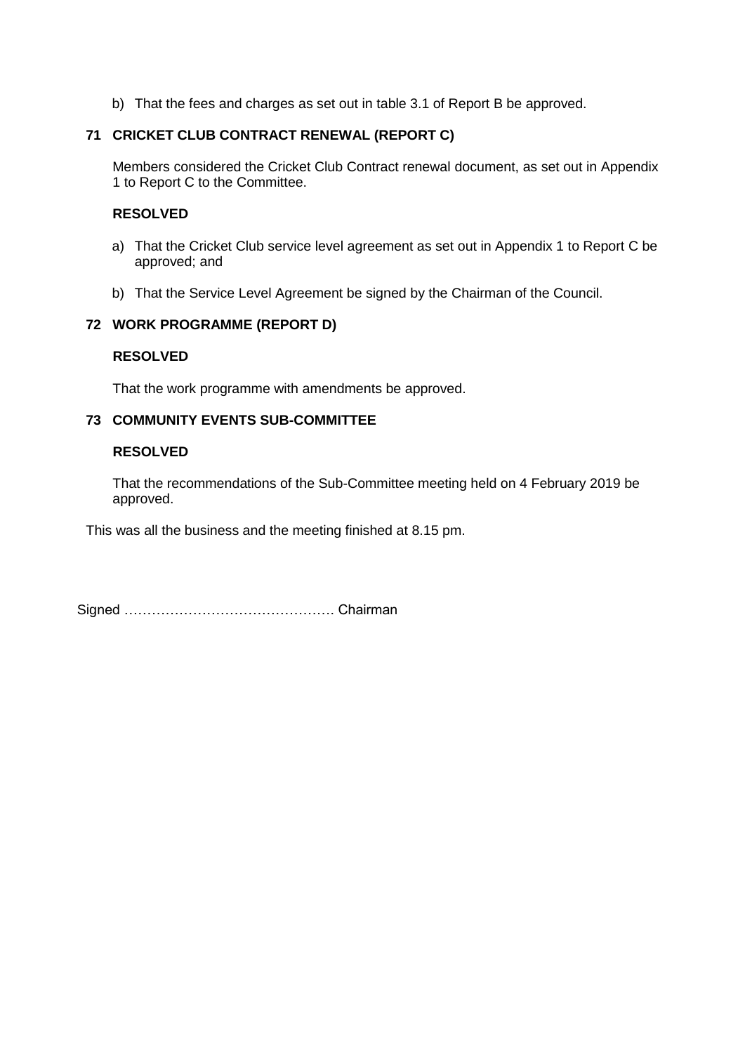b) That the fees and charges as set out in table 3.1 of Report B be approved.

## 71 CRICKET CLUB CONTRACT RENEWAL (REPORT C)

Members considered the Cricket Club Contract renewal document, as set out in Appendix 1 to Report C to the Committee.

**RESOLVED**

a) That the Cricket Club service level agreement as set out in Appendix 1 to Report C be approved; and

b) That the Service Level Agreement be signed by the Chairman of the Council.

## 72 WORK PROGRAMME (REPORT D)

**RESOLVED**

That the work programme with amendments be approved.

## 73 COMMUNITY EVENTS SUB-COMMITTEE

**RESOLVED**

That the recommendations of the Sub-Committee meeting held on 4 February 2019 be approved.

This was all the business and the meeting finished at 8.15 pm.

Signed ………………………………………. Chairman